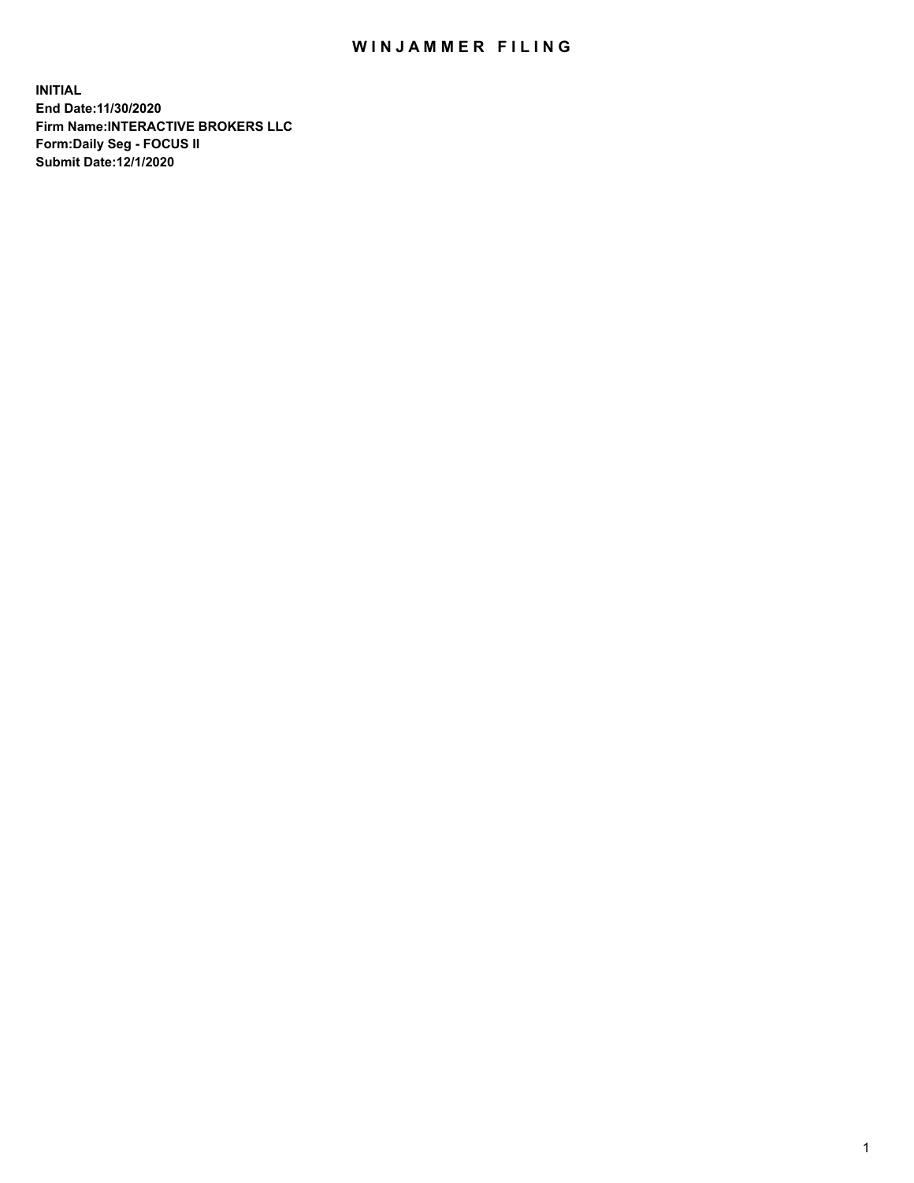# WINJAMMER FILING

**INITIAL**
**End Date:11/30/2020**
**Firm Name:INTERACTIVE BROKERS LLC**
**Form:Daily Seg - FOCUS II**
**Submit Date:12/1/2020**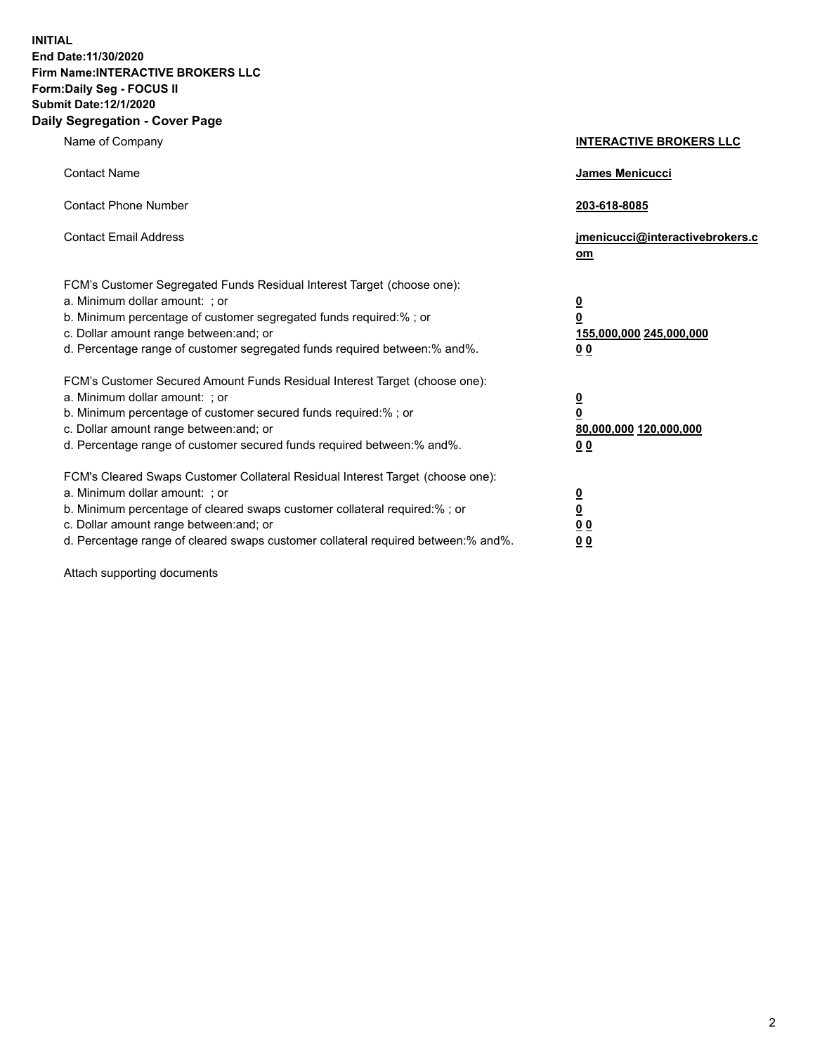**INITIAL**
**End Date:11/30/2020**
**Firm Name:INTERACTIVE BROKERS LLC**
**Form:Daily Seg - FOCUS II**
**Submit Date:12/1/2020**

**Daily Segregation - Cover Page**

| | |
|---|---|
| Name of Company | **INTERACTIVE BROKERS LLC** |
| Contact Name | **James Menicucci** |
| Contact Phone Number | **203-618-8085** |
| Contact Email Address | **jmenicucci@interactivebrokers.com** |
| FCM's Customer Segregated Funds Residual Interest Target (choose one): | |
| a. Minimum dollar amount: ; or | **0** |
| b. Minimum percentage of customer segregated funds required:% ; or | **0** |
| c. Dollar amount range between:and; or | **155,000,000 245,000,000** |
| d. Percentage range of customer segregated funds required between:% and%. | **0 0** |
| FCM's Customer Secured Amount Funds Residual Interest Target (choose one): | |
| a. Minimum dollar amount: ; or | **0** |
| b. Minimum percentage of customer secured funds required:% ; or | **0** |
| c. Dollar amount range between:and; or | **80,000,000 120,000,000** |
| d. Percentage range of customer secured funds required between:% and%. | **0 0** |
| FCM's Cleared Swaps Customer Collateral Residual Interest Target (choose one): | |
| a. Minimum dollar amount: ; or | **0** |
| b. Minimum percentage of cleared swaps customer collateral required:% ; or | **0** |
| c. Dollar amount range between:and; or | **0 0** |
| d. Percentage range of cleared swaps customer collateral required between:% and%. | **0 0** |

Attach supporting documents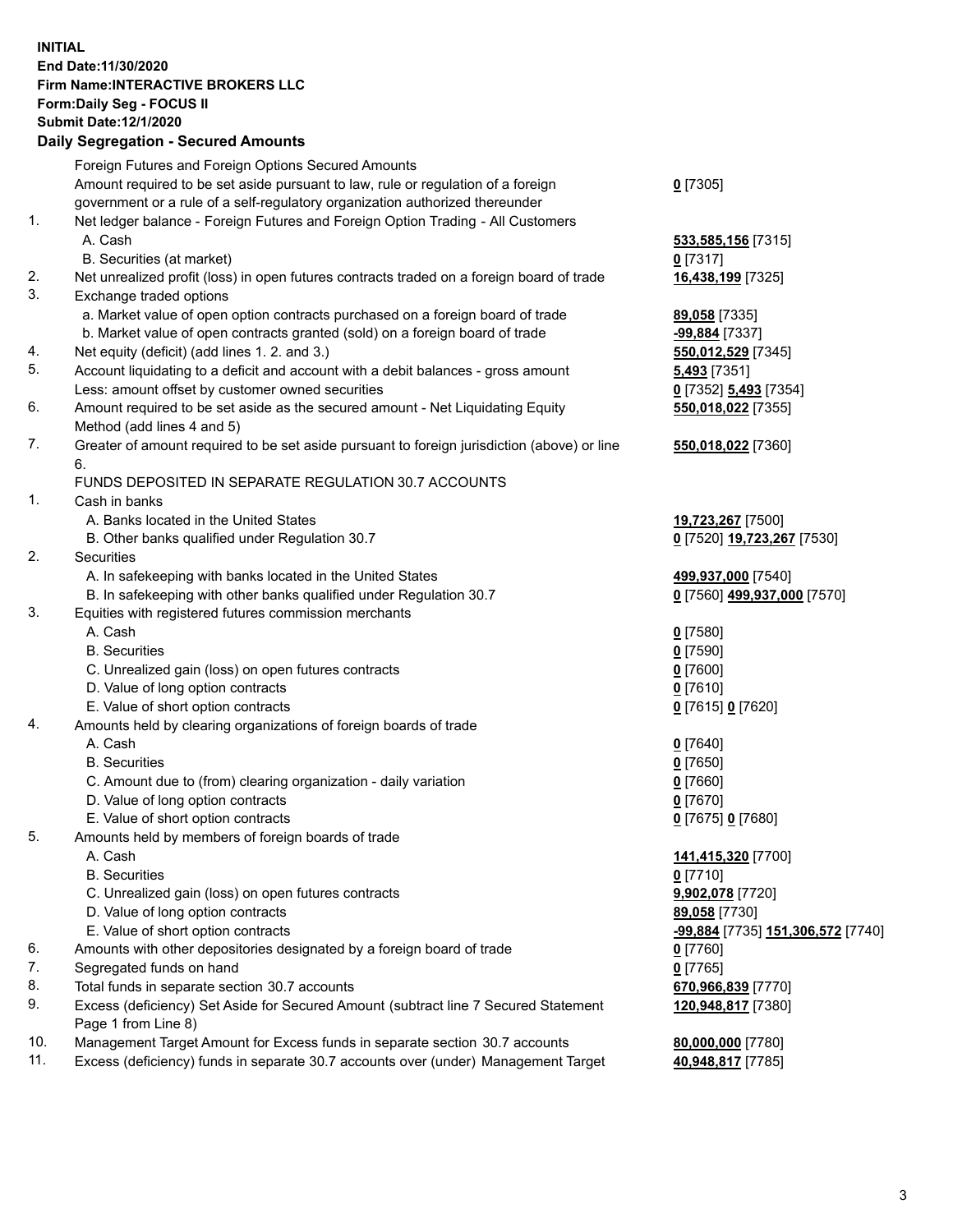**INITIAL**
**End Date:11/30/2020**
**Firm Name:INTERACTIVE BROKERS LLC**
**Form:Daily Seg - FOCUS II**
**Submit Date:12/1/2020**

**Daily Segregation - Secured Amounts**

| | | |
|---|---|---|
| | Foreign Futures and Foreign Options Secured Amounts | |
| | Amount required to be set aside pursuant to law, rule or regulation of a foreign government or a rule of a self-regulatory organization authorized thereunder | **0** [7305] |
| 1. | Net ledger balance - Foreign Futures and Foreign Option Trading - All Customers | |
| | A. Cash | **533,585,156** [7315] |
| | B. Securities (at market) | **0** [7317] |
| 2. | Net unrealized profit (loss) in open futures contracts traded on a foreign board of trade | **16,438,199** [7325] |
| 3. | Exchange traded options | |
| | a. Market value of open option contracts purchased on a foreign board of trade | **89,058** [7335] |
| | b. Market value of open contracts granted (sold) on a foreign board of trade | **-99,884** [7337] |
| 4. | Net equity (deficit) (add lines 1. 2. and 3.) | **550,012,529** [7345] |
| 5. | Account liquidating to a deficit and account with a debit balances - gross amount | **5,493** [7351] |
| | Less: amount offset by customer owned securities | **0** [7352] **5,493** [7354] |
| 6. | Amount required to be set aside as the secured amount - Net Liquidating Equity Method (add lines 4 and 5) | **550,018,022** [7355] |
| 7. | Greater of amount required to be set aside pursuant to foreign jurisdiction (above) or line 6. | **550,018,022** [7360] |
| | FUNDS DEPOSITED IN SEPARATE REGULATION 30.7 ACCOUNTS | |
| 1. | Cash in banks | |
| | A. Banks located in the United States | **19,723,267** [7500] |
| | B. Other banks qualified under Regulation 30.7 | **0** [7520] **19,723,267** [7530] |
| 2. | Securities | |
| | A. In safekeeping with banks located in the United States | **499,937,000** [7540] |
| | B. In safekeeping with other banks qualified under Regulation 30.7 | **0** [7560] **499,937,000** [7570] |
| 3. | Equities with registered futures commission merchants | |
| | A. Cash | **0** [7580] |
| | B. Securities | **0** [7590] |
| | C. Unrealized gain (loss) on open futures contracts | **0** [7600] |
| | D. Value of long option contracts | **0** [7610] |
| | E. Value of short option contracts | **0** [7615] **0** [7620] |
| 4. | Amounts held by clearing organizations of foreign boards of trade | |
| | A. Cash | **0** [7640] |
| | B. Securities | **0** [7650] |
| | C. Amount due to (from) clearing organization - daily variation | **0** [7660] |
| | D. Value of long option contracts | **0** [7670] |
| | E. Value of short option contracts | **0** [7675] **0** [7680] |
| 5. | Amounts held by members of foreign boards of trade | |
| | A. Cash | **141,415,320** [7700] |
| | B. Securities | **0** [7710] |
| | C. Unrealized gain (loss) on open futures contracts | **9,902,078** [7720] |
| | D. Value of long option contracts | **89,058** [7730] |
| | E. Value of short option contracts | **-99,884** [7735] **151,306,572** [7740] |
| 6. | Amounts with other depositories designated by a foreign board of trade | **0** [7760] |
| 7. | Segregated funds on hand | **0** [7765] |
| 8. | Total funds in separate section 30.7 accounts | **670,966,839** [7770] |
| 9. | Excess (deficiency) Set Aside for Secured Amount (subtract line 7 Secured Statement Page 1 from Line 8) | **120,948,817** [7380] |
| 10. | Management Target Amount for Excess funds in separate section 30.7 accounts | **80,000,000** [7780] |
| 11. | Excess (deficiency) funds in separate 30.7 accounts over (under) Management Target | **40,948,817** [7785] |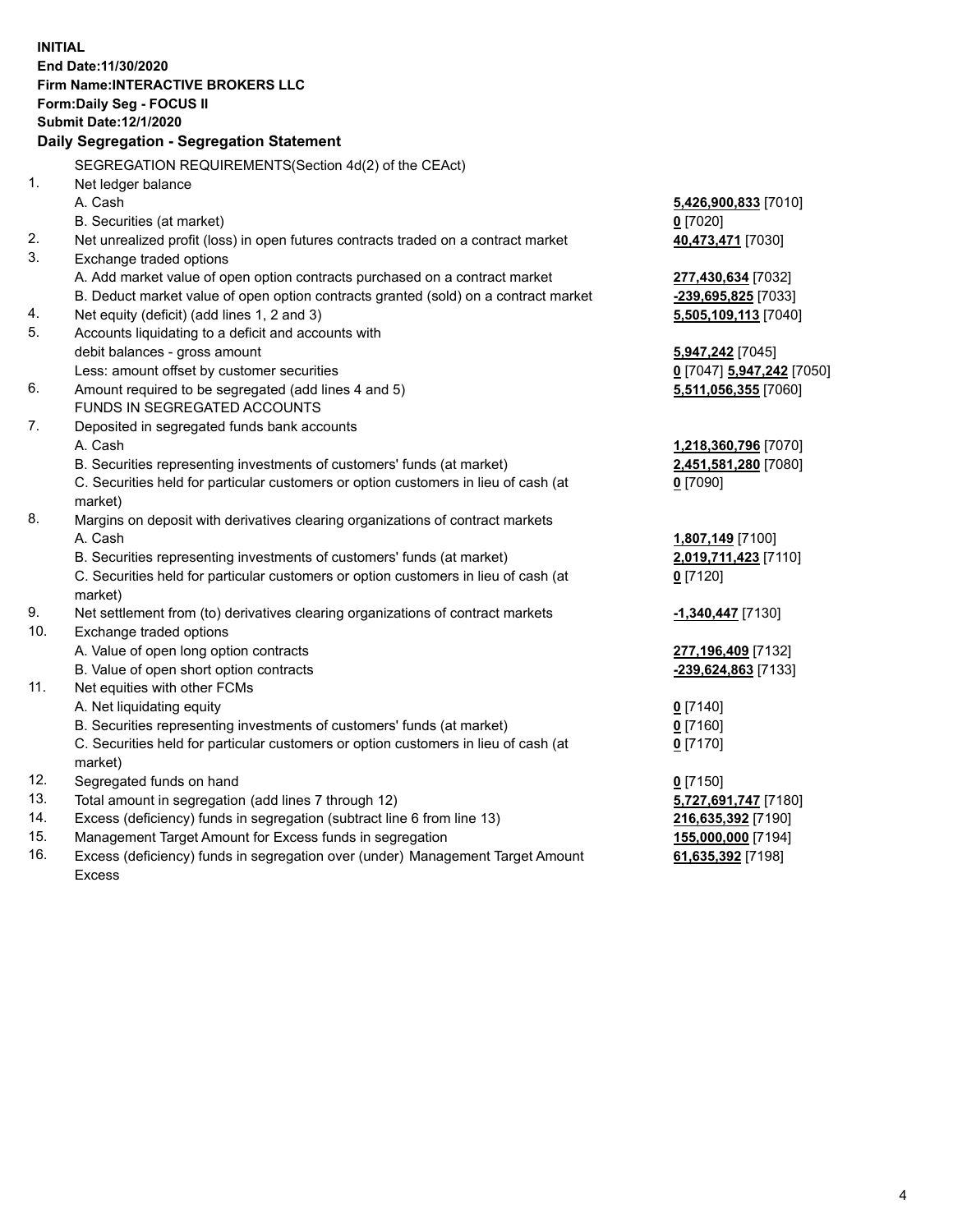**INITIAL**
**End Date:11/30/2020**
**Firm Name:INTERACTIVE BROKERS LLC**
**Form:Daily Seg - FOCUS II**
**Submit Date:12/1/2020**

**Daily Segregation - Segregation Statement**

| | | |
|---|---|---|
| | SEGREGATION REQUIREMENTS(Section 4d(2) of the CEAct) | |
| 1. | Net ledger balance | |
| | A. Cash | **5,426,900,833** [7010] |
| | B. Securities (at market) | **0** [7020] |
| 2. | Net unrealized profit (loss) in open futures contracts traded on a contract market | **40,473,471** [7030] |
| 3. | Exchange traded options | |
| | A. Add market value of open option contracts purchased on a contract market | **277,430,634** [7032] |
| | B. Deduct market value of open option contracts granted (sold) on a contract market | **-239,695,825** [7033] |
| 4. | Net equity (deficit) (add lines 1, 2 and 3) | **5,505,109,113** [7040] |
| 5. | Accounts liquidating to a deficit and accounts with | |
| | debit balances - gross amount | **5,947,242** [7045] |
| | Less: amount offset by customer securities | **0** [7047] **5,947,242** [7050] |
| 6. | Amount required to be segregated (add lines 4 and 5) | **5,511,056,355** [7060] |
| | FUNDS IN SEGREGATED ACCOUNTS | |
| 7. | Deposited in segregated funds bank accounts | |
| | A. Cash | **1,218,360,796** [7070] |
| | B. Securities representing investments of customers' funds (at market) | **2,451,581,280** [7080] |
| | C. Securities held for particular customers or option customers in lieu of cash (at market) | **0** [7090] |
| 8. | Margins on deposit with derivatives clearing organizations of contract markets | |
| | A. Cash | **1,807,149** [7100] |
| | B. Securities representing investments of customers' funds (at market) | **2,019,711,423** [7110] |
| | C. Securities held for particular customers or option customers in lieu of cash (at market) | **0** [7120] |
| 9. | Net settlement from (to) derivatives clearing organizations of contract markets | **-1,340,447** [7130] |
| 10. | Exchange traded options | |
| | A. Value of open long option contracts | **277,196,409** [7132] |
| | B. Value of open short option contracts | **-239,624,863** [7133] |
| 11. | Net equities with other FCMs | |
| | A. Net liquidating equity | **0** [7140] |
| | B. Securities representing investments of customers' funds (at market) | **0** [7160] |
| | C. Securities held for particular customers or option customers in lieu of cash (at market) | **0** [7170] |
| 12. | Segregated funds on hand | **0** [7150] |
| 13. | Total amount in segregation (add lines 7 through 12) | **5,727,691,747** [7180] |
| 14. | Excess (deficiency) funds in segregation (subtract line 6 from line 13) | **216,635,392** [7190] |
| 15. | Management Target Amount for Excess funds in segregation | **155,000,000** [7194] |
| 16. | Excess (deficiency) funds in segregation over (under) Management Target Amount Excess | **61,635,392** [7198] |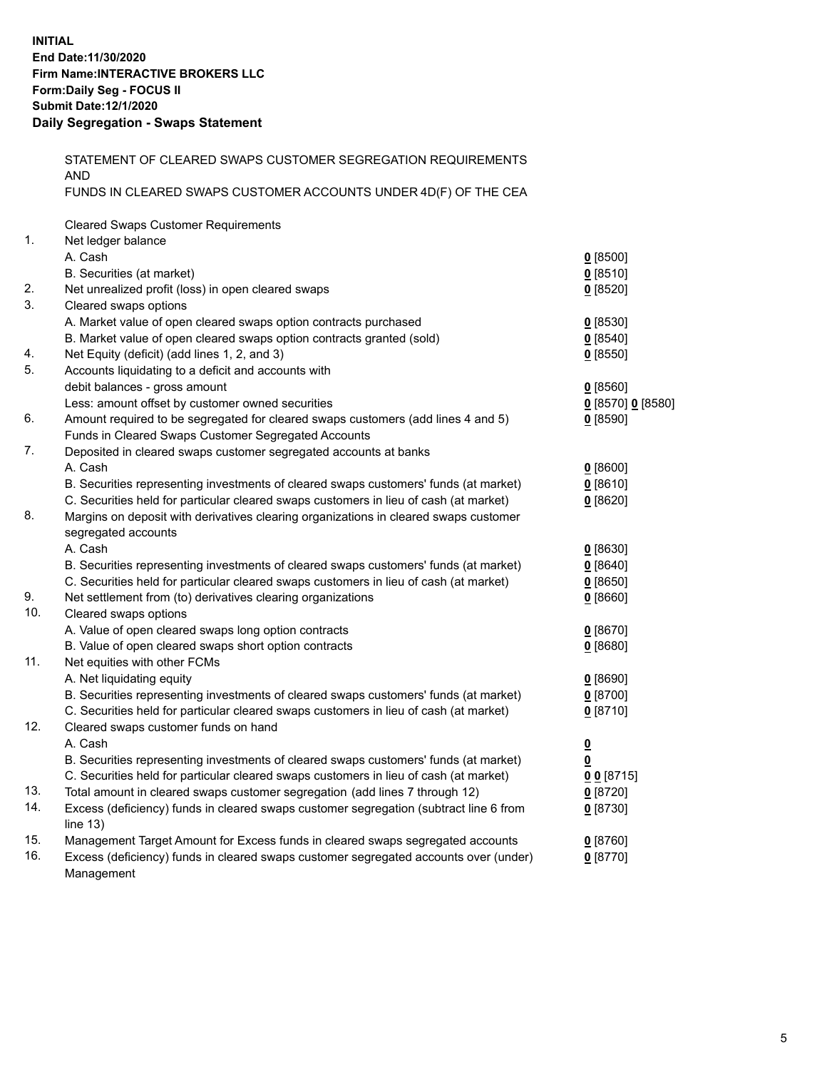**INITIAL**
**End Date:11/30/2020**
**Firm Name:INTERACTIVE BROKERS LLC**
**Form:Daily Seg - FOCUS II**
**Submit Date:12/1/2020**
**Daily Segregation - Swaps Statement**

STATEMENT OF CLEARED SWAPS CUSTOMER SEGREGATION REQUIREMENTS AND FUNDS IN CLEARED SWAPS CUSTOMER ACCOUNTS UNDER 4D(F) OF THE CEA

| | | |
|---|---|---|
| | Cleared Swaps Customer Requirements | |
| 1. | Net ledger balance | |
| | A. Cash | 0 [8500] |
| | B. Securities (at market) | 0 [8510] |
| 2. | Net unrealized profit (loss) in open cleared swaps | 0 [8520] |
| 3. | Cleared swaps options | |
| | A. Market value of open cleared swaps option contracts purchased | 0 [8530] |
| | B. Market value of open cleared swaps option contracts granted (sold) | 0 [8540] |
| 4. | Net Equity (deficit) (add lines 1, 2, and 3) | 0 [8550] |
| 5. | Accounts liquidating to a deficit and accounts with | |
| | debit balances - gross amount | 0 [8560] |
| | Less: amount offset by customer owned securities | 0 [8570] 0 [8580] |
| 6. | Amount required to be segregated for cleared swaps customers (add lines 4 and 5) | 0 [8590] |
| | Funds in Cleared Swaps Customer Segregated Accounts | |
| 7. | Deposited in cleared swaps customer segregated accounts at banks | |
| | A. Cash | 0 [8600] |
| | B. Securities representing investments of cleared swaps customers' funds (at market) | 0 [8610] |
| | C. Securities held for particular cleared swaps customers in lieu of cash (at market) | 0 [8620] |
| 8. | Margins on deposit with derivatives clearing organizations in cleared swaps customer segregated accounts | |
| | A. Cash | 0 [8630] |
| | B. Securities representing investments of cleared swaps customers' funds (at market) | 0 [8640] |
| | C. Securities held for particular cleared swaps customers in lieu of cash (at market) | 0 [8650] |
| 9. | Net settlement from (to) derivatives clearing organizations | 0 [8660] |
| 10. | Cleared swaps options | |
| | A. Value of open cleared swaps long option contracts | 0 [8670] |
| | B. Value of open cleared swaps short option contracts | 0 [8680] |
| 11. | Net equities with other FCMs | |
| | A. Net liquidating equity | 0 [8690] |
| | B. Securities representing investments of cleared swaps customers' funds (at market) | 0 [8700] |
| | C. Securities held for particular cleared swaps customers in lieu of cash (at market) | 0 [8710] |
| 12. | Cleared swaps customer funds on hand | |
| | A. Cash | 0 |
| | B. Securities representing investments of cleared swaps customers' funds (at market) | 0 |
| | C. Securities held for particular cleared swaps customers in lieu of cash (at market) | 0 0 [8715] |
| 13. | Total amount in cleared swaps customer segregation (add lines 7 through 12) | 0 [8720] |
| 14. | Excess (deficiency) funds in cleared swaps customer segregation (subtract line 6 from line 13) | 0 [8730] |
| 15. | Management Target Amount for Excess funds in cleared swaps segregated accounts | 0 [8760] |
| 16. | Excess (deficiency) funds in cleared swaps customer segregated accounts over (under) Management | 0 [8770] |